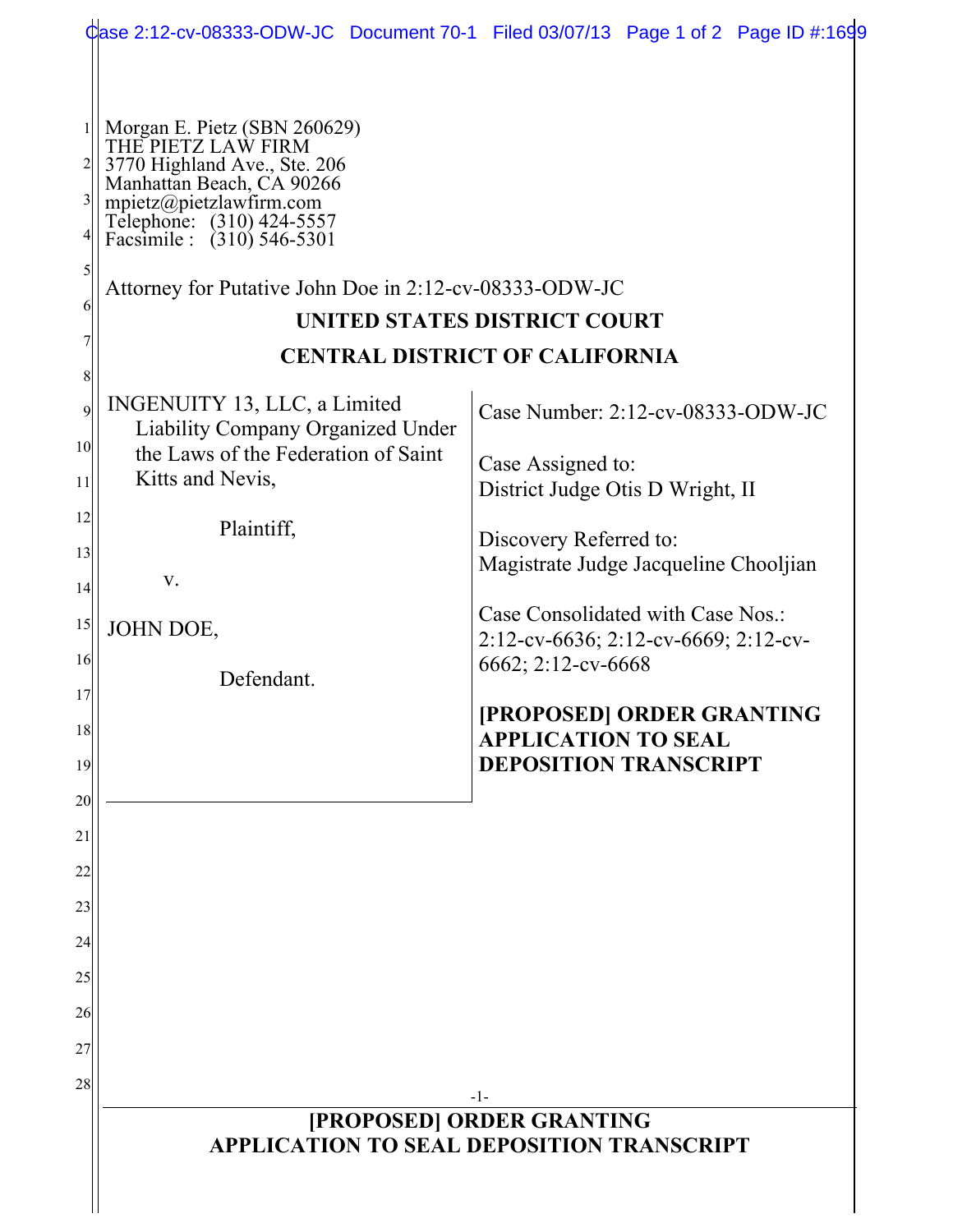Morgan E. Pietz (SBN 260629)
THE PIETZ LAW FIRM
3770 Highland Ave., Ste. 206
Manhattan Beach, CA 90266
mpietz@pietzlawfirm.com
Telephone: (310) 424-5557
Facsimile : (310) 546-5301

Attorney for Putative John Doe in 2:12-cv-08333-ODW-JC

**UNITED STATES DISTRICT COURT**

**CENTRAL DISTRICT OF CALIFORNIA**

| | |
|---|---|
| INGENUITY 13, LLC, a Limited Liability Company Organized Under the Laws of the Federation of Saint Kitts and Nevis,<br><br>Plaintiff,<br><br>v.<br><br>JOHN DOE,<br><br>Defendant. | Case Number: 2:12-cv-08333-ODW-JC<br><br>Case Assigned to:<br>District Judge Otis D Wright, II<br><br>Discovery Referred to:<br>Magistrate Judge Jacqueline Chooljian<br><br>Case Consolidated with Case Nos.:<br>2:12-cv-6636; 2:12-cv-6669; 2:12-cv-6662; 2:12-cv-6668<br><br>**[PROPOSED] ORDER GRANTING APPLICATION TO SEAL DEPOSITION TRANSCRIPT** |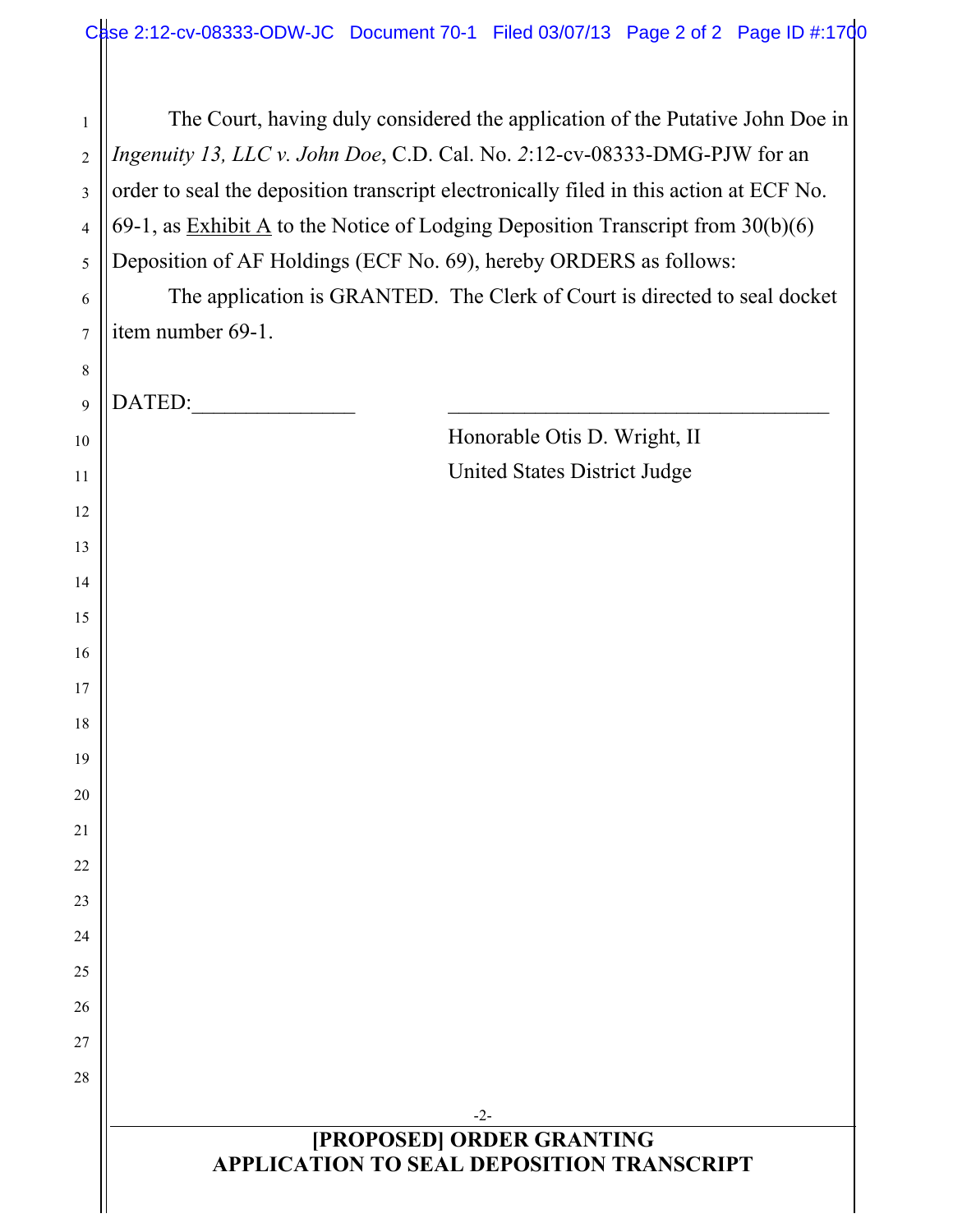The Court, having duly considered the application of the Putative John Doe in *Ingenuity 13, LLC v. John Doe*, C.D. Cal. No. *2*:12-cv-08333-DMG-PJW for an order to seal the deposition transcript electronically filed in this action at ECF No. 69-1, as Exhibit A to the Notice of Lodging Deposition Transcript from 30(b)(6) Deposition of AF Holdings (ECF No. 69), hereby ORDERS as follows:

The application is GRANTED. The Clerk of Court is directed to seal docket item number 69-1.

DATED:_______________ ___________________________________

Honorable Otis D. Wright, II

United States District Judge

**[PROPOSED] ORDER GRANTING APPLICATION TO SEAL DEPOSITION TRANSCRIPT**